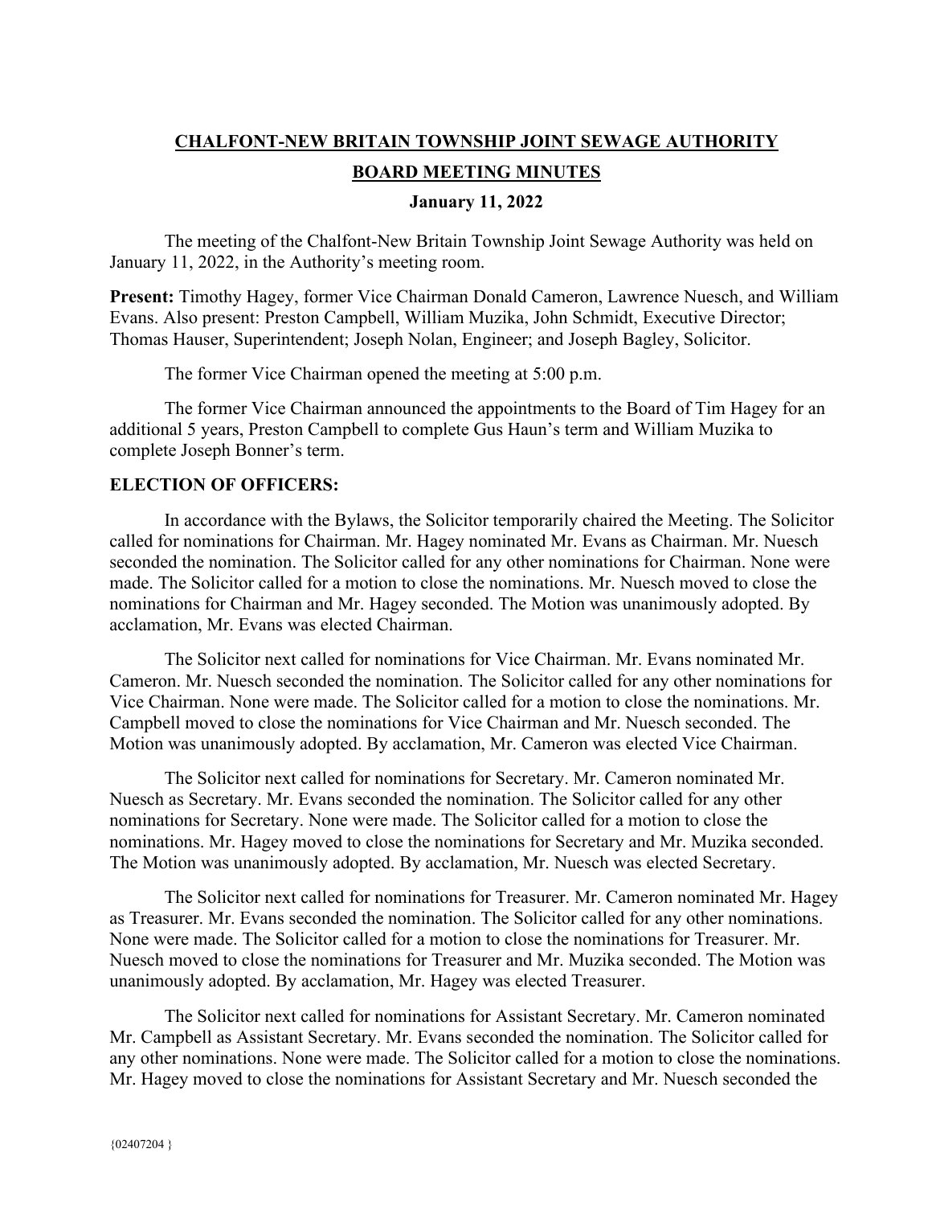# CHALFONT-NEW BRITAIN TOWNSHIP JOINT SEWAGE AUTHORITY

## BOARD MEETING MINUTES

### January 11, 2022

The meeting of the Chalfont-New Britain Township Joint Sewage Authority was held on January 11, 2022, in the Authority's meeting room.

**Present:** Timothy Hagey, former Vice Chairman Donald Cameron, Lawrence Nuesch, and William Evans. Also present: Preston Campbell, William Muzika, John Schmidt, Executive Director; Thomas Hauser, Superintendent; Joseph Nolan, Engineer; and Joseph Bagley, Solicitor.

The former Vice Chairman opened the meeting at 5:00 p.m.

The former Vice Chairman announced the appointments to the Board of Tim Hagey for an additional 5 years, Preston Campbell to complete Gus Haun's term and William Muzika to complete Joseph Bonner's term.

**ELECTION OF OFFICERS:**

In accordance with the Bylaws, the Solicitor temporarily chaired the Meeting. The Solicitor called for nominations for Chairman. Mr. Hagey nominated Mr. Evans as Chairman. Mr. Nuesch seconded the nomination. The Solicitor called for any other nominations for Chairman. None were made. The Solicitor called for a motion to close the nominations. Mr. Nuesch moved to close the nominations for Chairman and Mr. Hagey seconded. The Motion was unanimously adopted. By acclamation, Mr. Evans was elected Chairman.

The Solicitor next called for nominations for Vice Chairman. Mr. Evans nominated Mr. Cameron. Mr. Nuesch seconded the nomination. The Solicitor called for any other nominations for Vice Chairman. None were made. The Solicitor called for a motion to close the nominations. Mr. Campbell moved to close the nominations for Vice Chairman and Mr. Nuesch seconded. The Motion was unanimously adopted. By acclamation, Mr. Cameron was elected Vice Chairman.

The Solicitor next called for nominations for Secretary. Mr. Cameron nominated Mr. Nuesch as Secretary. Mr. Evans seconded the nomination. The Solicitor called for any other nominations for Secretary. None were made. The Solicitor called for a motion to close the nominations. Mr. Hagey moved to close the nominations for Secretary and Mr. Muzika seconded. The Motion was unanimously adopted. By acclamation, Mr. Nuesch was elected Secretary.

The Solicitor next called for nominations for Treasurer. Mr. Cameron nominated Mr. Hagey as Treasurer. Mr. Evans seconded the nomination. The Solicitor called for any other nominations. None were made. The Solicitor called for a motion to close the nominations for Treasurer. Mr. Nuesch moved to close the nominations for Treasurer and Mr. Muzika seconded. The Motion was unanimously adopted. By acclamation, Mr. Hagey was elected Treasurer.

The Solicitor next called for nominations for Assistant Secretary. Mr. Cameron nominated Mr. Campbell as Assistant Secretary. Mr. Evans seconded the nomination. The Solicitor called for any other nominations. None were made. The Solicitor called for a motion to close the nominations. Mr. Hagey moved to close the nominations for Assistant Secretary and Mr. Nuesch seconded the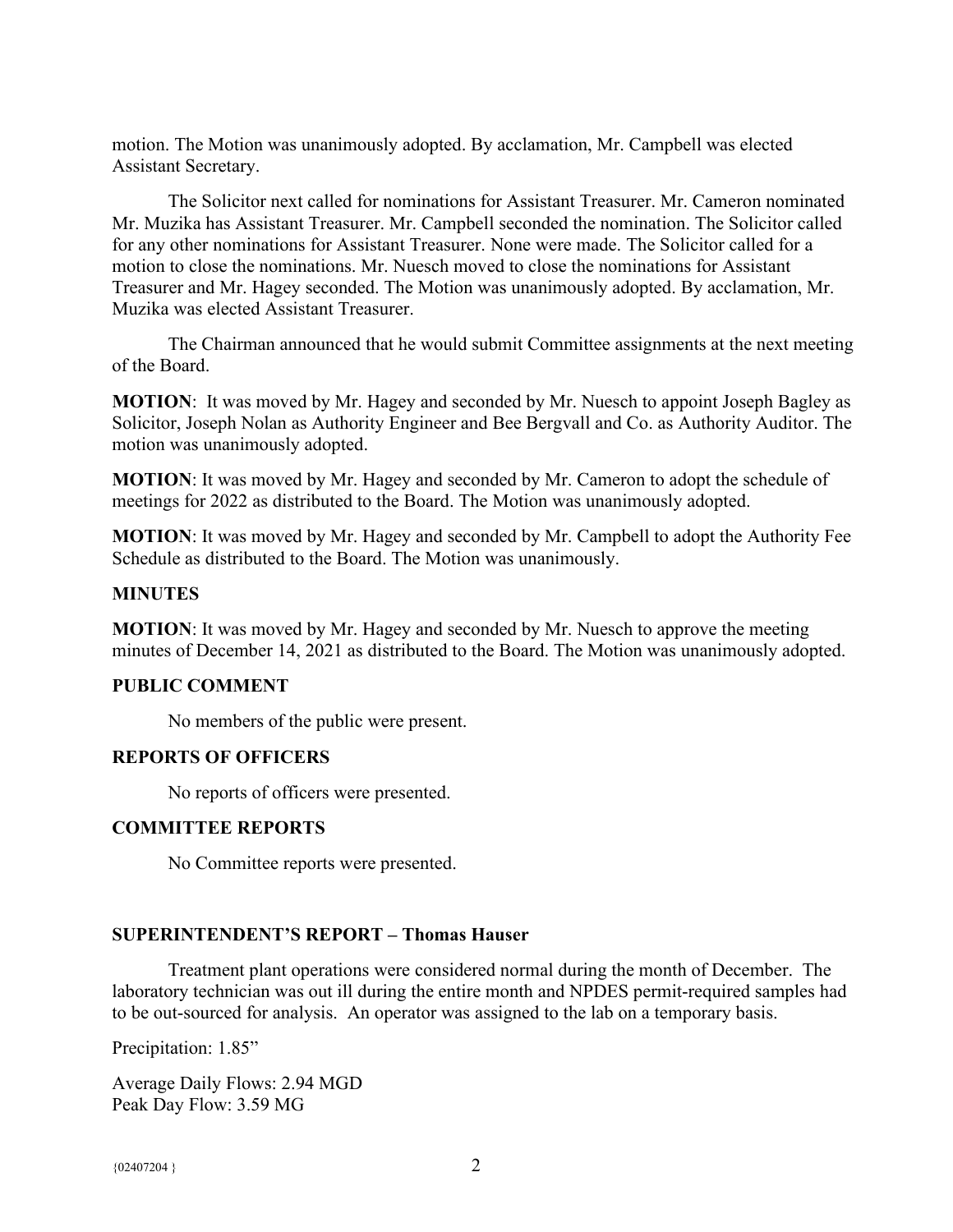motion. The Motion was unanimously adopted. By acclamation, Mr. Campbell was elected Assistant Secretary.

The Solicitor next called for nominations for Assistant Treasurer. Mr. Cameron nominated Mr. Muzika has Assistant Treasurer. Mr. Campbell seconded the nomination. The Solicitor called for any other nominations for Assistant Treasurer. None were made. The Solicitor called for a motion to close the nominations. Mr. Nuesch moved to close the nominations for Assistant Treasurer and Mr. Hagey seconded. The Motion was unanimously adopted. By acclamation, Mr. Muzika was elected Assistant Treasurer.

The Chairman announced that he would submit Committee assignments at the next meeting of the Board.

**MOTION**: It was moved by Mr. Hagey and seconded by Mr. Nuesch to appoint Joseph Bagley as Solicitor, Joseph Nolan as Authority Engineer and Bee Bergvall and Co. as Authority Auditor. The motion was unanimously adopted.

**MOTION**: It was moved by Mr. Hagey and seconded by Mr. Cameron to adopt the schedule of meetings for 2022 as distributed to the Board. The Motion was unanimously adopted.

**MOTION**: It was moved by Mr. Hagey and seconded by Mr. Campbell to adopt the Authority Fee Schedule as distributed to the Board. The Motion was unanimously.

## MINUTES

**MOTION**: It was moved by Mr. Hagey and seconded by Mr. Nuesch to approve the meeting minutes of December 14, 2021 as distributed to the Board. The Motion was unanimously adopted.

## PUBLIC COMMENT

No members of the public were present.

## REPORTS OF OFFICERS

No reports of officers were presented.

## COMMITTEE REPORTS

No Committee reports were presented.

## SUPERINTENDENT'S REPORT – Thomas Hauser

Treatment plant operations were considered normal during the month of December. The laboratory technician was out ill during the entire month and NPDES permit-required samples had to be out-sourced for analysis. An operator was assigned to the lab on a temporary basis.

Precipitation: 1.85"

Average Daily Flows: 2.94 MGD
Peak Day Flow: 3.59 MG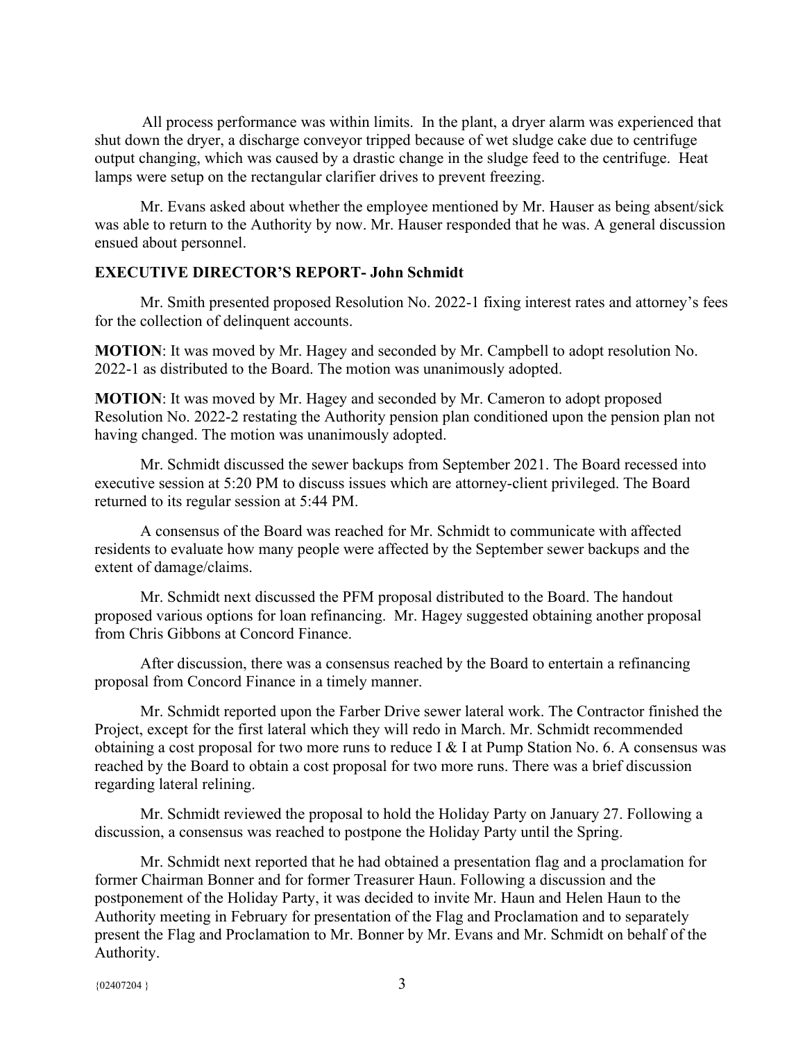All process performance was within limits. In the plant, a dryer alarm was experienced that shut down the dryer, a discharge conveyor tripped because of wet sludge cake due to centrifuge output changing, which was caused by a drastic change in the sludge feed to the centrifuge. Heat lamps were setup on the rectangular clarifier drives to prevent freezing.

Mr. Evans asked about whether the employee mentioned by Mr. Hauser as being absent/sick was able to return to the Authority by now. Mr. Hauser responded that he was. A general discussion ensued about personnel.

**EXECUTIVE DIRECTOR'S REPORT- John Schmidt**

Mr. Smith presented proposed Resolution No. 2022-1 fixing interest rates and attorney's fees for the collection of delinquent accounts.

**MOTION**: It was moved by Mr. Hagey and seconded by Mr. Campbell to adopt resolution No. 2022-1 as distributed to the Board. The motion was unanimously adopted.

**MOTION**: It was moved by Mr. Hagey and seconded by Mr. Cameron to adopt proposed Resolution No. 2022-2 restating the Authority pension plan conditioned upon the pension plan not having changed. The motion was unanimously adopted.

Mr. Schmidt discussed the sewer backups from September 2021. The Board recessed into executive session at 5:20 PM to discuss issues which are attorney-client privileged. The Board returned to its regular session at 5:44 PM.

A consensus of the Board was reached for Mr. Schmidt to communicate with affected residents to evaluate how many people were affected by the September sewer backups and the extent of damage/claims.

Mr. Schmidt next discussed the PFM proposal distributed to the Board. The handout proposed various options for loan refinancing. Mr. Hagey suggested obtaining another proposal from Chris Gibbons at Concord Finance.

After discussion, there was a consensus reached by the Board to entertain a refinancing proposal from Concord Finance in a timely manner.

Mr. Schmidt reported upon the Farber Drive sewer lateral work. The Contractor finished the Project, except for the first lateral which they will redo in March. Mr. Schmidt recommended obtaining a cost proposal for two more runs to reduce I & I at Pump Station No. 6. A consensus was reached by the Board to obtain a cost proposal for two more runs. There was a brief discussion regarding lateral relining.

Mr. Schmidt reviewed the proposal to hold the Holiday Party on January 27. Following a discussion, a consensus was reached to postpone the Holiday Party until the Spring.

Mr. Schmidt next reported that he had obtained a presentation flag and a proclamation for former Chairman Bonner and for former Treasurer Haun. Following a discussion and the postponement of the Holiday Party, it was decided to invite Mr. Haun and Helen Haun to the Authority meeting in February for presentation of the Flag and Proclamation and to separately present the Flag and Proclamation to Mr. Bonner by Mr. Evans and Mr. Schmidt on behalf of the Authority.

{02407204 }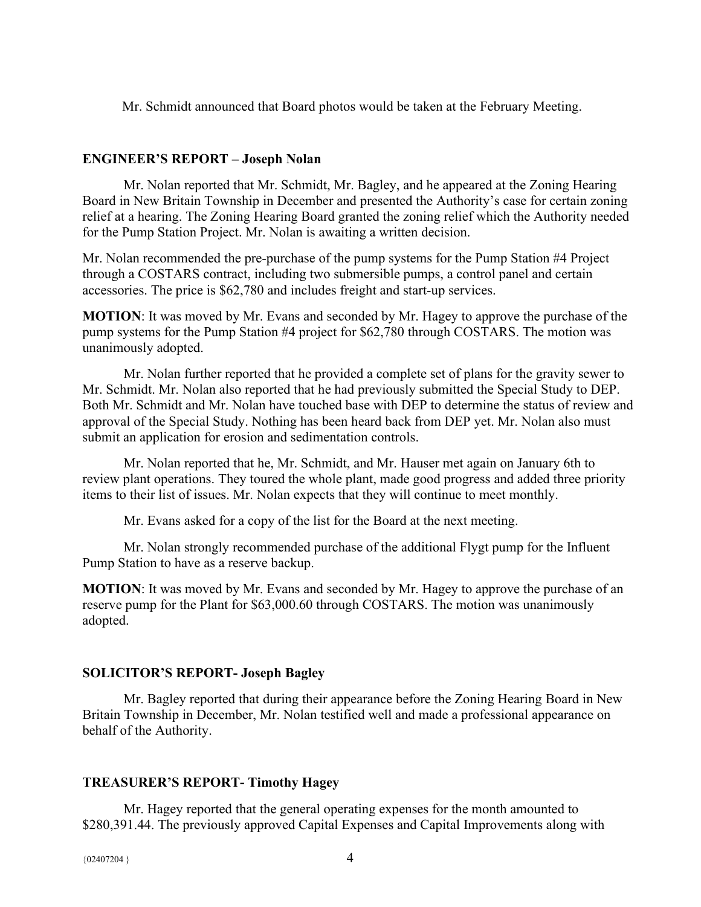Mr. Schmidt announced that Board photos would be taken at the February Meeting.

**ENGINEER'S REPORT – Joseph Nolan**

Mr. Nolan reported that Mr. Schmidt, Mr. Bagley, and he appeared at the Zoning Hearing Board in New Britain Township in December and presented the Authority's case for certain zoning relief at a hearing. The Zoning Hearing Board granted the zoning relief which the Authority needed for the Pump Station Project. Mr. Nolan is awaiting a written decision.

Mr. Nolan recommended the pre-purchase of the pump systems for the Pump Station #4 Project through a COSTARS contract, including two submersible pumps, a control panel and certain accessories. The price is $62,780 and includes freight and start-up services.

**MOTION**: It was moved by Mr. Evans and seconded by Mr. Hagey to approve the purchase of the pump systems for the Pump Station #4 project for $62,780 through COSTARS. The motion was unanimously adopted.

Mr. Nolan further reported that he provided a complete set of plans for the gravity sewer to Mr. Schmidt. Mr. Nolan also reported that he had previously submitted the Special Study to DEP. Both Mr. Schmidt and Mr. Nolan have touched base with DEP to determine the status of review and approval of the Special Study. Nothing has been heard back from DEP yet. Mr. Nolan also must submit an application for erosion and sedimentation controls.

Mr. Nolan reported that he, Mr. Schmidt, and Mr. Hauser met again on January 6th to review plant operations. They toured the whole plant, made good progress and added three priority items to their list of issues. Mr. Nolan expects that they will continue to meet monthly.

Mr. Evans asked for a copy of the list for the Board at the next meeting.

Mr. Nolan strongly recommended purchase of the additional Flygt pump for the Influent Pump Station to have as a reserve backup.

**MOTION**: It was moved by Mr. Evans and seconded by Mr. Hagey to approve the purchase of an reserve pump for the Plant for $63,000.60 through COSTARS. The motion was unanimously adopted.

**SOLICITOR'S REPORT- Joseph Bagley**

Mr. Bagley reported that during their appearance before the Zoning Hearing Board in New Britain Township in December, Mr. Nolan testified well and made a professional appearance on behalf of the Authority.

**TREASURER'S REPORT- Timothy Hagey**

Mr. Hagey reported that the general operating expenses for the month amounted to $280,391.44. The previously approved Capital Expenses and Capital Improvements along with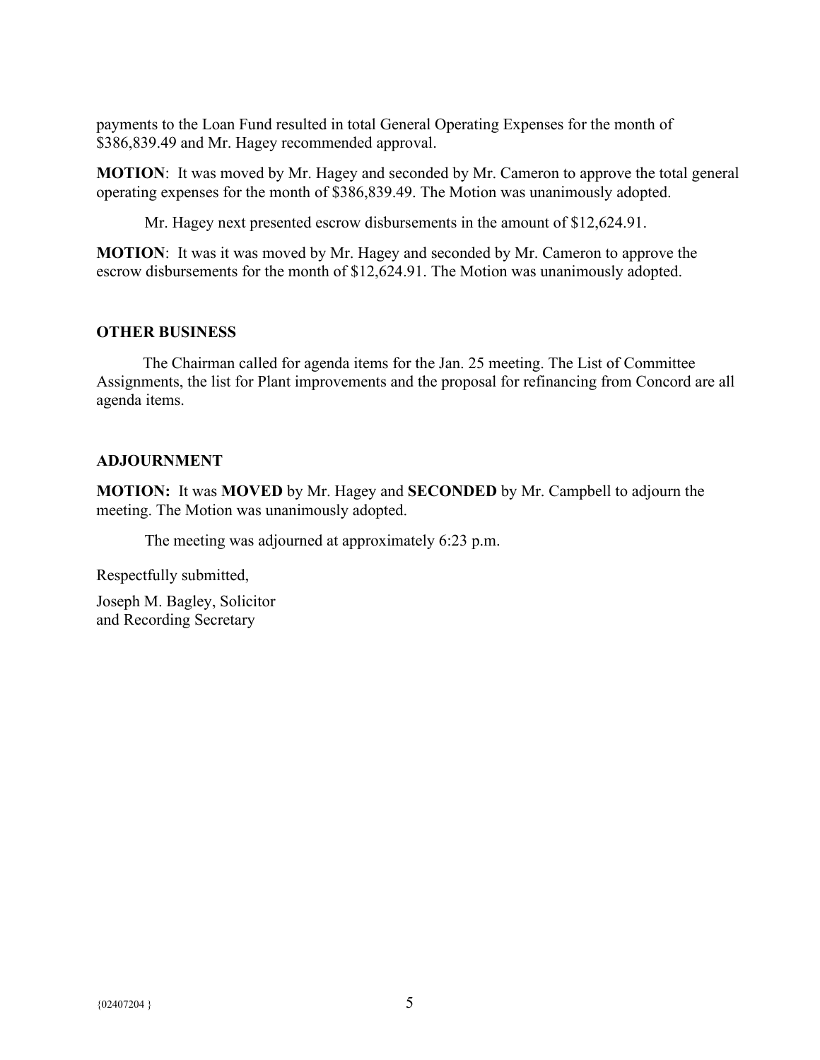payments to the Loan Fund resulted in total General Operating Expenses for the month of $386,839.49 and Mr. Hagey recommended approval.

**MOTION**: It was moved by Mr. Hagey and seconded by Mr. Cameron to approve the total general operating expenses for the month of $386,839.49. The Motion was unanimously adopted.

Mr. Hagey next presented escrow disbursements in the amount of $12,624.91.

**MOTION**: It was it was moved by Mr. Hagey and seconded by Mr. Cameron to approve the escrow disbursements for the month of $12,624.91. The Motion was unanimously adopted.

**OTHER BUSINESS**

The Chairman called for agenda items for the Jan. 25 meeting. The List of Committee Assignments, the list for Plant improvements and the proposal for refinancing from Concord are all agenda items.

**ADJOURNMENT**

**MOTION:** It was **MOVED** by Mr. Hagey and **SECONDED** by Mr. Campbell to adjourn the meeting. The Motion was unanimously adopted.

The meeting was adjourned at approximately 6:23 p.m.

Respectfully submitted,

Joseph M. Bagley, Solicitor
and Recording Secretary

{02407204 }